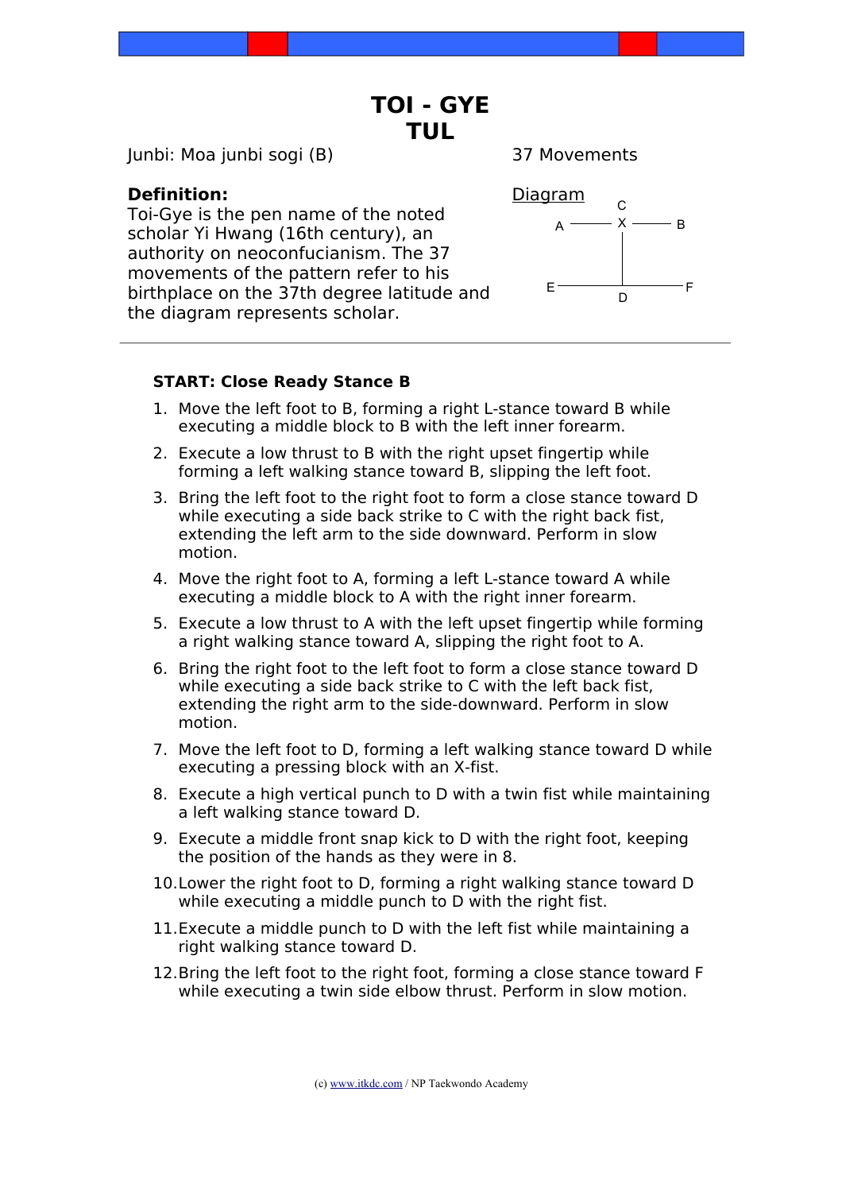# TOI - GYE TUL

Junbi: Moa junbi sogi (B)

37 Movements

**Definition:**
Toi-Gye is the pen name of the noted scholar Yi Hwang (16th century), an authority on neoconfucianism. The 37 movements of the pattern refer to his birthplace on the 37th degree latitude and the diagram represents scholar.

Diagram

```
        C
A ——— X ——— B
        |
        |
E ——————————— F
        D
```

---

**START: Close Ready Stance B**

1. Move the left foot to B, forming a right L-stance toward B while executing a middle block to B with the left inner forearm.
2. Execute a low thrust to B with the right upset fingertip while forming a left walking stance toward B, slipping the left foot.
3. Bring the left foot to the right foot to form a close stance toward D while executing a side back strike to C with the right back fist, extending the left arm to the side downward. Perform in slow motion.
4. Move the right foot to A, forming a left L-stance toward A while executing a middle block to A with the right inner forearm.
5. Execute a low thrust to A with the left upset fingertip while forming a right walking stance toward A, slipping the right foot to A.
6. Bring the right foot to the left foot to form a close stance toward D while executing a side back strike to C with the left back fist, extending the right arm to the side-downward. Perform in slow motion.
7. Move the left foot to D, forming a left walking stance toward D while executing a pressing block with an X-fist.
8. Execute a high vertical punch to D with a twin fist while maintaining a left walking stance toward D.
9. Execute a middle front snap kick to D with the right foot, keeping the position of the hands as they were in 8.
10. Lower the right foot to D, forming a right walking stance toward D while executing a middle punch to D with the right fist.
11. Execute a middle punch to D with the left fist while maintaining a right walking stance toward D.
12. Bring the left foot to the right foot, forming a close stance toward F while executing a twin side elbow thrust. Perform in slow motion.

(c) www.itkdc.com / NP Taekwondo Academy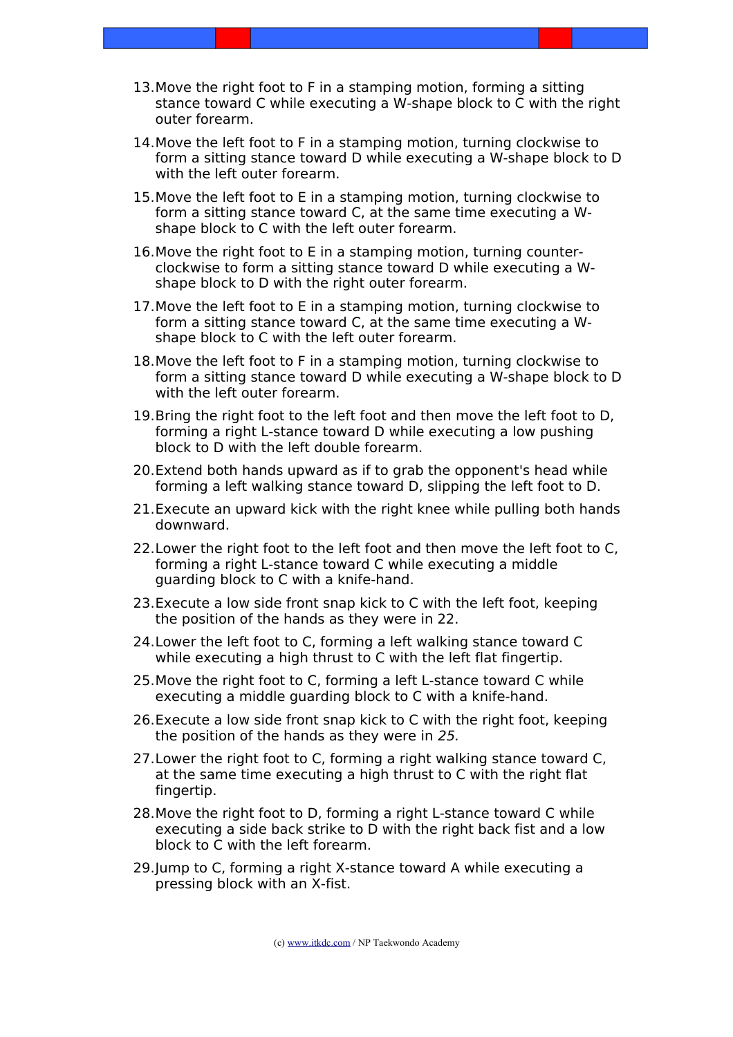13. Move the right foot to F in a stamping motion, forming a sitting stance toward C while executing a W-shape block to C with the right outer forearm.
14. Move the left foot to F in a stamping motion, turning clockwise to form a sitting stance toward D while executing a W-shape block to D with the left outer forearm.
15. Move the left foot to E in a stamping motion, turning clockwise to form a sitting stance toward C, at the same time executing a W-shape block to C with the left outer forearm.
16. Move the right foot to E in a stamping motion, turning counter-clockwise to form a sitting stance toward D while executing a W-shape block to D with the right outer forearm.
17. Move the left foot to E in a stamping motion, turning clockwise to form a sitting stance toward C, at the same time executing a W-shape block to C with the left outer forearm.
18. Move the left foot to F in a stamping motion, turning clockwise to form a sitting stance toward D while executing a W-shape block to D with the left outer forearm.
19. Bring the right foot to the left foot and then move the left foot to D, forming a right L-stance toward D while executing a low pushing block to D with the left double forearm.
20. Extend both hands upward as if to grab the opponent's head while forming a left walking stance toward D, slipping the left foot to D.
21. Execute an upward kick with the right knee while pulling both hands downward.
22. Lower the right foot to the left foot and then move the left foot to C, forming a right L-stance toward C while executing a middle guarding block to C with a knife-hand.
23. Execute a low side front snap kick to C with the left foot, keeping the position of the hands as they were in 22.
24. Lower the left foot to C, forming a left walking stance toward C while executing a high thrust to C with the left flat fingertip.
25. Move the right foot to C, forming a left L-stance toward C while executing a middle guarding block to C with a knife-hand.
26. Execute a low side front snap kick to C with the right foot, keeping the position of the hands as they were in *25.*
27. Lower the right foot to C, forming a right walking stance toward C, at the same time executing a high thrust to C with the right flat fingertip.
28. Move the right foot to D, forming a right L-stance toward C while executing a side back strike to D with the right back fist and a low block to C with the left forearm.
29. Jump to C, forming a right X-stance toward A while executing a pressing block with an X-fist.

(c) www.itkdc.com / NP Taekwondo Academy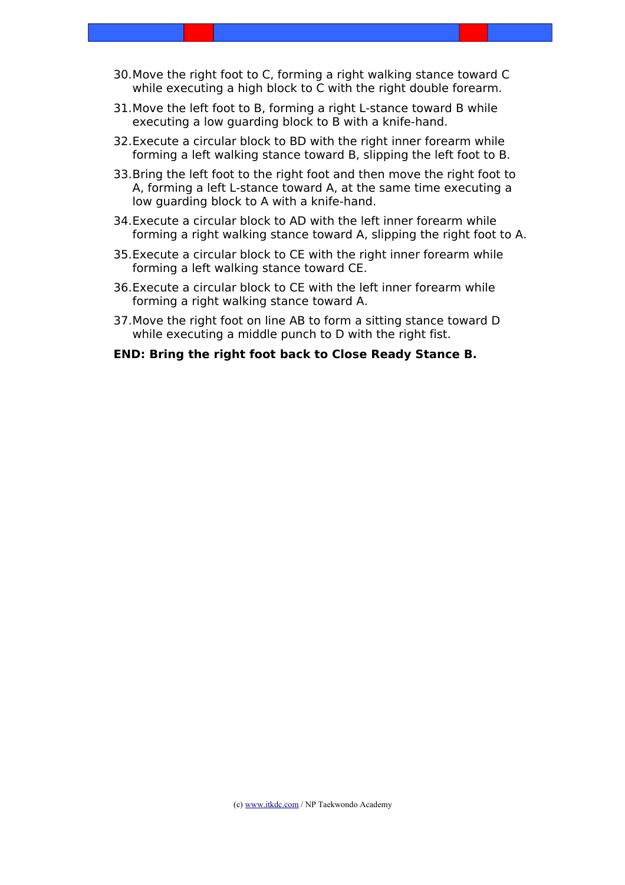30. Move the right foot to C, forming a right walking stance toward C while executing a high block to C with the right double forearm.
31. Move the left foot to B, forming a right L-stance toward B while executing a low guarding block to B with a knife-hand.
32. Execute a circular block to BD with the right inner forearm while forming a left walking stance toward B, slipping the left foot to B.
33. Bring the left foot to the right foot and then move the right foot to A, forming a left L-stance toward A, at the same time executing a low guarding block to A with a knife-hand.
34. Execute a circular block to AD with the left inner forearm while forming a right walking stance toward A, slipping the right foot to A.
35. Execute a circular block to CE with the right inner forearm while forming a left walking stance toward CE.
36. Execute a circular block to CE with the left inner forearm while forming a right walking stance toward A.
37. Move the right foot on line AB to form a sitting stance toward D while executing a middle punch to D with the right fist.

**END: Bring the right foot back to Close Ready Stance B.**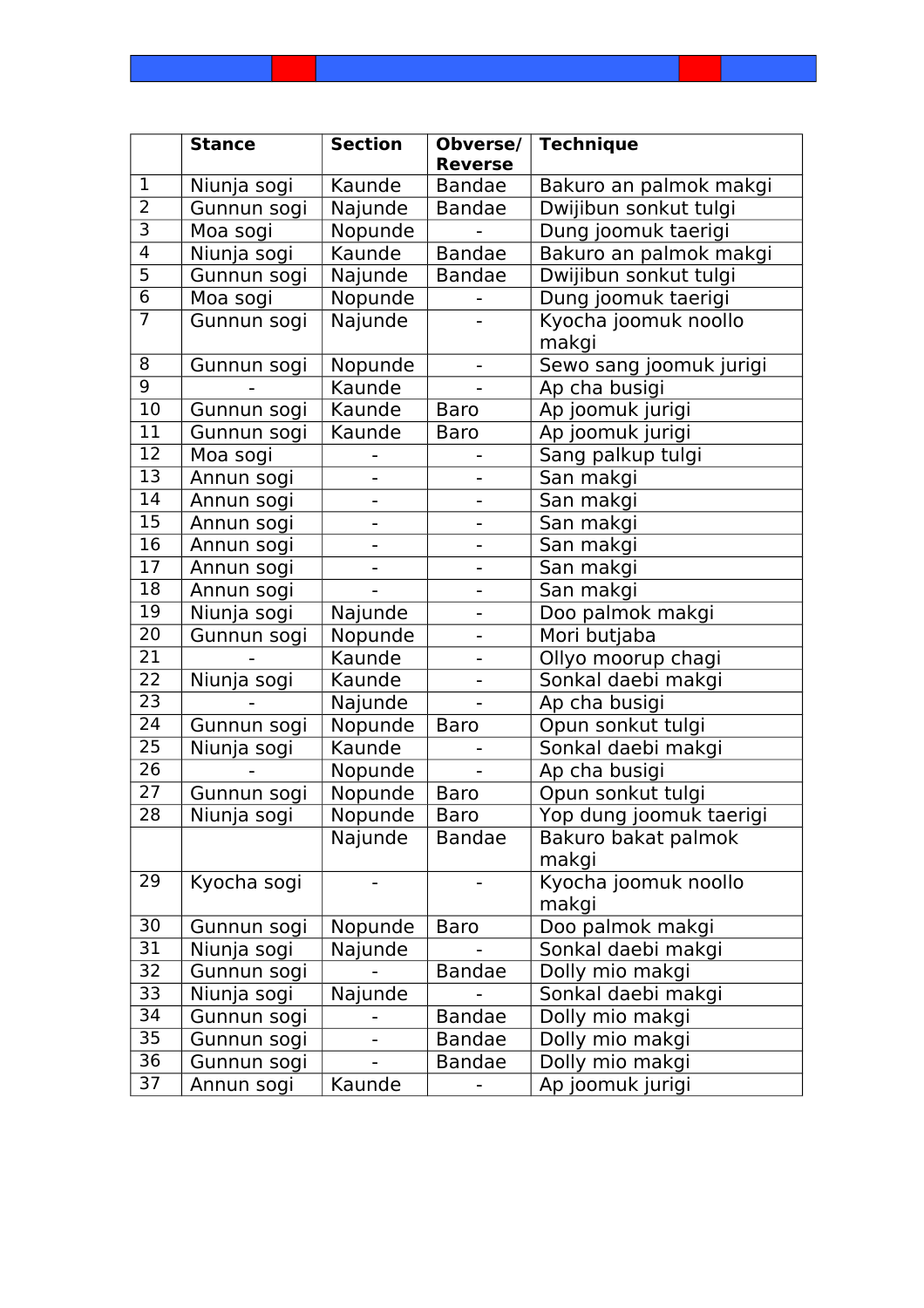| | Stance | Section | Obverse/ Reverse | Technique |
|---|---|---|---|---|
| 1 | Niunja sogi | Kaunde | Bandae | Bakuro an palmok makgi |
| 2 | Gunnun sogi | Najunde | Bandae | Dwijibun sonkut tulgi |
| 3 | Moa sogi | Nopunde | - | Dung joomuk taerigi |
| 4 | Niunja sogi | Kaunde | Bandae | Bakuro an palmok makgi |
| 5 | Gunnun sogi | Najunde | Bandae | Dwijibun sonkut tulgi |
| 6 | Moa sogi | Nopunde | - | Dung joomuk taerigi |
| 7 | Gunnun sogi | Najunde | - | Kyocha joomuk noollo makgi |
| 8 | Gunnun sogi | Nopunde | - | Sewo sang joomuk jurigi |
| 9 | - | Kaunde | - | Ap cha busigi |
| 10 | Gunnun sogi | Kaunde | Baro | Ap joomuk jurigi |
| 11 | Gunnun sogi | Kaunde | Baro | Ap joomuk jurigi |
| 12 | Moa sogi | - | - | Sang palkup tulgi |
| 13 | Annun sogi | - | - | San makgi |
| 14 | Annun sogi | - | - | San makgi |
| 15 | Annun sogi | - | - | San makgi |
| 16 | Annun sogi | - | - | San makgi |
| 17 | Annun sogi | - | - | San makgi |
| 18 | Annun sogi | - | - | San makgi |
| 19 | Niunja sogi | Najunde | - | Doo palmok makgi |
| 20 | Gunnun sogi | Nopunde | - | Mori butjaba |
| 21 | - | Kaunde | - | Ollyo moorup chagi |
| 22 | Niunja sogi | Kaunde | - | Sonkal daebi makgi |
| 23 | - | Najunde | - | Ap cha busigi |
| 24 | Gunnun sogi | Nopunde | Baro | Opun sonkut tulgi |
| 25 | Niunja sogi | Kaunde | - | Sonkal daebi makgi |
| 26 | - | Nopunde | - | Ap cha busigi |
| 27 | Gunnun sogi | Nopunde | Baro | Opun sonkut tulgi |
| 28 | Niunja sogi | Nopunde | Baro | Yop dung joomuk taerigi |
| | | Najunde | Bandae | Bakuro bakat palmok makgi |
| 29 | Kyocha sogi | - | - | Kyocha joomuk noollo makgi |
| 30 | Gunnun sogi | Nopunde | Baro | Doo palmok makgi |
| 31 | Niunja sogi | Najunde | - | Sonkal daebi makgi |
| 32 | Gunnun sogi | - | Bandae | Dolly mio makgi |
| 33 | Niunja sogi | Najunde | - | Sonkal daebi makgi |
| 34 | Gunnun sogi | - | Bandae | Dolly mio makgi |
| 35 | Gunnun sogi | - | Bandae | Dolly mio makgi |
| 36 | Gunnun sogi | - | Bandae | Dolly mio makgi |
| 37 | Annun sogi | Kaunde | - | Ap joomuk jurigi |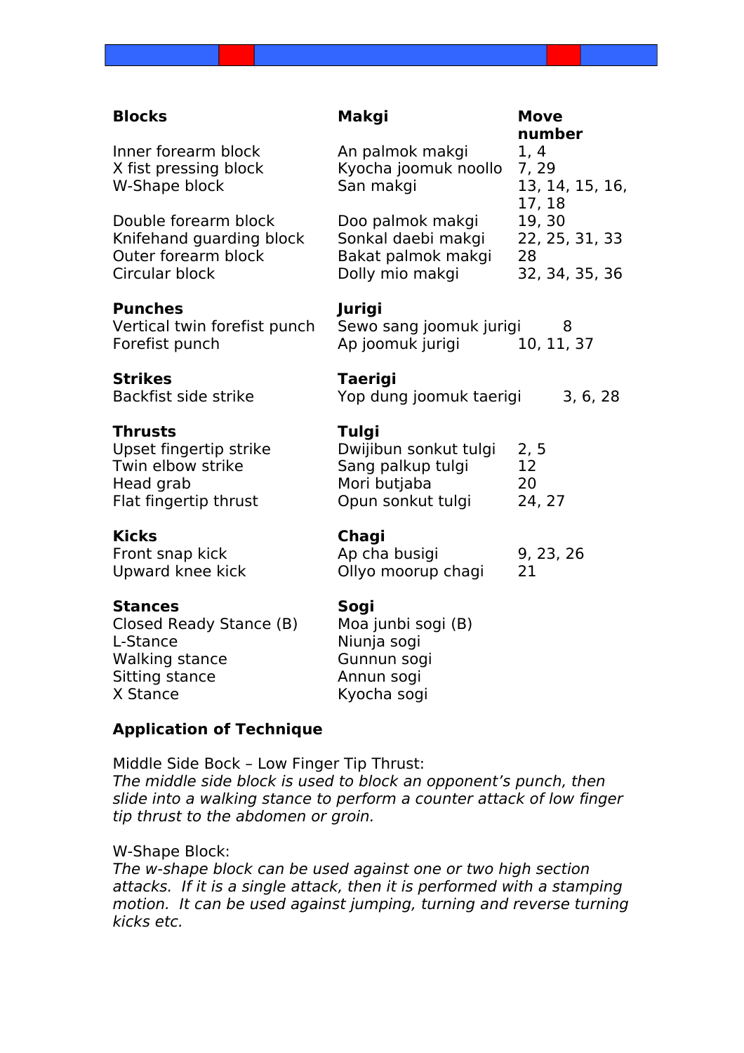| Blocks | Makgi | Move number |
|---|---|---|
| Inner forearm block | An palmok makgi | 1, 4 |
| X fist pressing block | Kyocha joomuk noollo | 7, 29 |
| W-Shape block | San makgi | 13, 14, 15, 16, 17, 18 |
| Double forearm block | Doo palmok makgi | 19, 30 |
| Knifehand guarding block | Sonkal daebi makgi | 22, 25, 31, 33 |
| Outer forearm block | Bakat palmok makgi | 28 |
| Circular block | Dolly mio makgi | 32, 34, 35, 36 |
| **Punches** | **Jurigi** | |
| Vertical twin forefist punch | Sewo sang joomuk jurigi | 8 |
| Forefist punch | Ap joomuk jurigi | 10, 11, 37 |
| **Strikes** | **Taerigi** | |
| Backfist side strike | Yop dung joomuk taerigi | 3, 6, 28 |
| **Thrusts** | **Tulgi** | |
| Upset fingertip strike | Dwijibun sonkut tulgi | 2, 5 |
| Twin elbow strike | Sang palkup tulgi | 12 |
| Head grab | Mori butjaba | 20 |
| Flat fingertip thrust | Opun sonkut tulgi | 24, 27 |
| **Kicks** | **Chagi** | |
| Front snap kick | Ap cha busigi | 9, 23, 26 |
| Upward knee kick | Ollyo moorup chagi | 21 |
| **Stances** | **Sogi** | |
| Closed Ready Stance (B) | Moa junbi sogi (B) | |
| L-Stance | Niunja sogi | |
| Walking stance | Gunnun sogi | |
| Sitting stance | Annun sogi | |
| X Stance | Kyocha sogi | |

**Application of Technique**

Middle Side Bock – Low Finger Tip Thrust:
*The middle side block is used to block an opponent's punch, then slide into a walking stance to perform a counter attack of low finger tip thrust to the abdomen or groin.*

W-Shape Block:
*The w-shape block can be used against one or two high section attacks. If it is a single attack, then it is performed with a stamping motion. It can be used against jumping, turning and reverse turning kicks etc.*